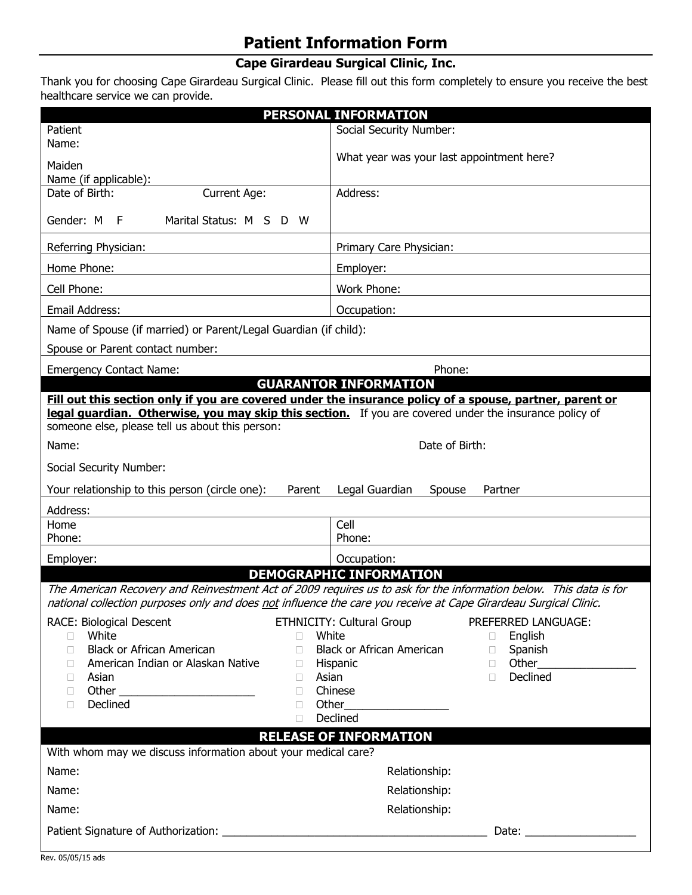# Patient Information Form

## Cape Girardeau Surgical Clinic, Inc.

Thank you for choosing Cape Girardeau Surgical Clinic. Please fill out this form completely to ensure you receive the best healthcare service we can provide.

### PERSONAL INFORMATION

| | |
|---|---|
| Patient Name:<br><br>Maiden Name (if applicable): | Social Security Number:<br><br>What year was your last appointment here? |
| Date of Birth: Current Age:<br><br>Gender: M F Marital Status: M S D W | Address: |
| Referring Physician: | Primary Care Physician: |
| Home Phone: | Employer: |
| Cell Phone: | Work Phone: |
| Email Address: | Occupation: |

Name of Spouse (if married) or Parent/Legal Guardian (if child):

Spouse or Parent contact number:

Emergency Contact Name: Phone:

### GUARANTOR INFORMATION

**Fill out this section only if you are covered under the insurance policy of a spouse, partner, parent or legal guardian. Otherwise, you may skip this section.** If you are covered under the insurance policy of someone else, please tell us about this person:

Name: Date of Birth:

Social Security Number:

Your relationship to this person (circle one): Parent Legal Guardian Spouse Partner

Address:

| | |
|---|---|
| Home Phone: | Cell Phone: |
| Employer: | Occupation: |

### DEMOGRAPHIC INFORMATION

*The American Recovery and Reinvestment Act of 2009 requires us to ask for the information below. This data is for national collection purposes only and does not influence the care you receive at Cape Girardeau Surgical Clinic.*

| RACE: Biological Descent | ETHNICITY: Cultural Group | PREFERRED LANGUAGE: |
|---|---|---|
| ☐ White | ☐ White | ☐ English |
| ☐ Black or African American | ☐ Black or African American | ☐ Spanish |
| ☐ American Indian or Alaskan Native | ☐ Hispanic | ☐ Other________________ |
| ☐ Asian | ☐ Asian | ☐ Declined |
| ☐ Other ______________________ | ☐ Chinese | |
| ☐ Declined | ☐ Other_________________ | |
| | ☐ Declined | |

### RELEASE OF INFORMATION

With whom may we discuss information about your medical care?

Name: Relationship:

Name: Relationship:

Name: Relationship:

Patient Signature of Authorization: ____________________________________________ Date: __________________

Rev. 05/05/15 ads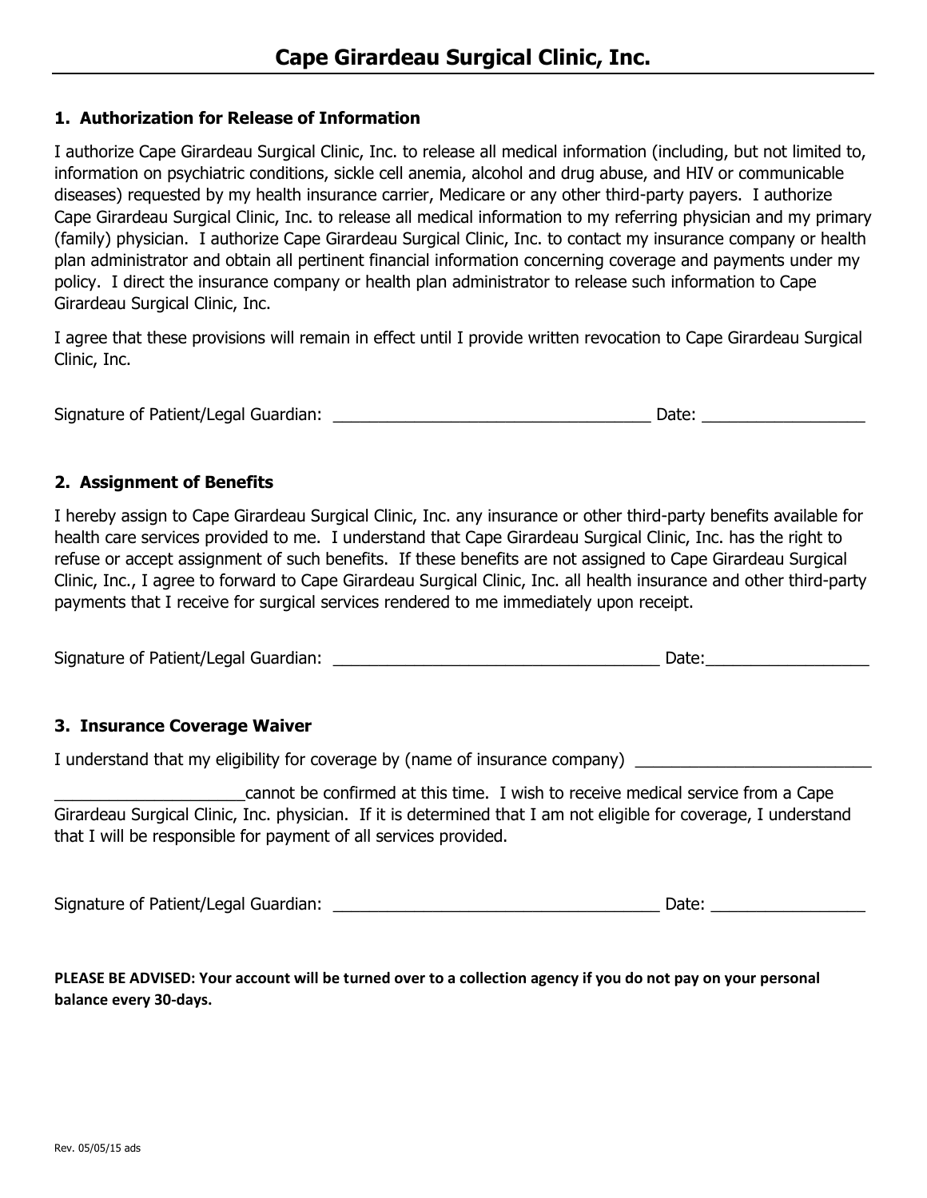# Cape Girardeau Surgical Clinic, Inc.

### 1. Authorization for Release of Information

I authorize Cape Girardeau Surgical Clinic, Inc. to release all medical information (including, but not limited to, information on psychiatric conditions, sickle cell anemia, alcohol and drug abuse, and HIV or communicable diseases) requested by my health insurance carrier, Medicare or any other third-party payers. I authorize Cape Girardeau Surgical Clinic, Inc. to release all medical information to my referring physician and my primary (family) physician. I authorize Cape Girardeau Surgical Clinic, Inc. to contact my insurance company or health plan administrator and obtain all pertinent financial information concerning coverage and payments under my policy. I direct the insurance company or health plan administrator to release such information to Cape Girardeau Surgical Clinic, Inc.

I agree that these provisions will remain in effect until I provide written revocation to Cape Girardeau Surgical Clinic, Inc.

Signature of Patient/Legal Guardian: ___________________________________ Date: __________________

### 2. Assignment of Benefits

I hereby assign to Cape Girardeau Surgical Clinic, Inc. any insurance or other third-party benefits available for health care services provided to me. I understand that Cape Girardeau Surgical Clinic, Inc. has the right to refuse or accept assignment of such benefits. If these benefits are not assigned to Cape Girardeau Surgical Clinic, Inc., I agree to forward to Cape Girardeau Surgical Clinic, Inc. all health insurance and other third-party payments that I receive for surgical services rendered to me immediately upon receipt.

Signature of Patient/Legal Guardian: ____________________________________ Date:__________________

### 3. Insurance Coverage Waiver

I understand that my eligibility for coverage by (name of insurance company) __________________________

_____________________cannot be confirmed at this time. I wish to receive medical service from a Cape Girardeau Surgical Clinic, Inc. physician. If it is determined that I am not eligible for coverage, I understand that I will be responsible for payment of all services provided.

Signature of Patient/Legal Guardian: ____________________________________ Date: _________________

**PLEASE BE ADVISED: Your account will be turned over to a collection agency if you do not pay on your personal balance every 30-days.**

Rev. 05/05/15 ads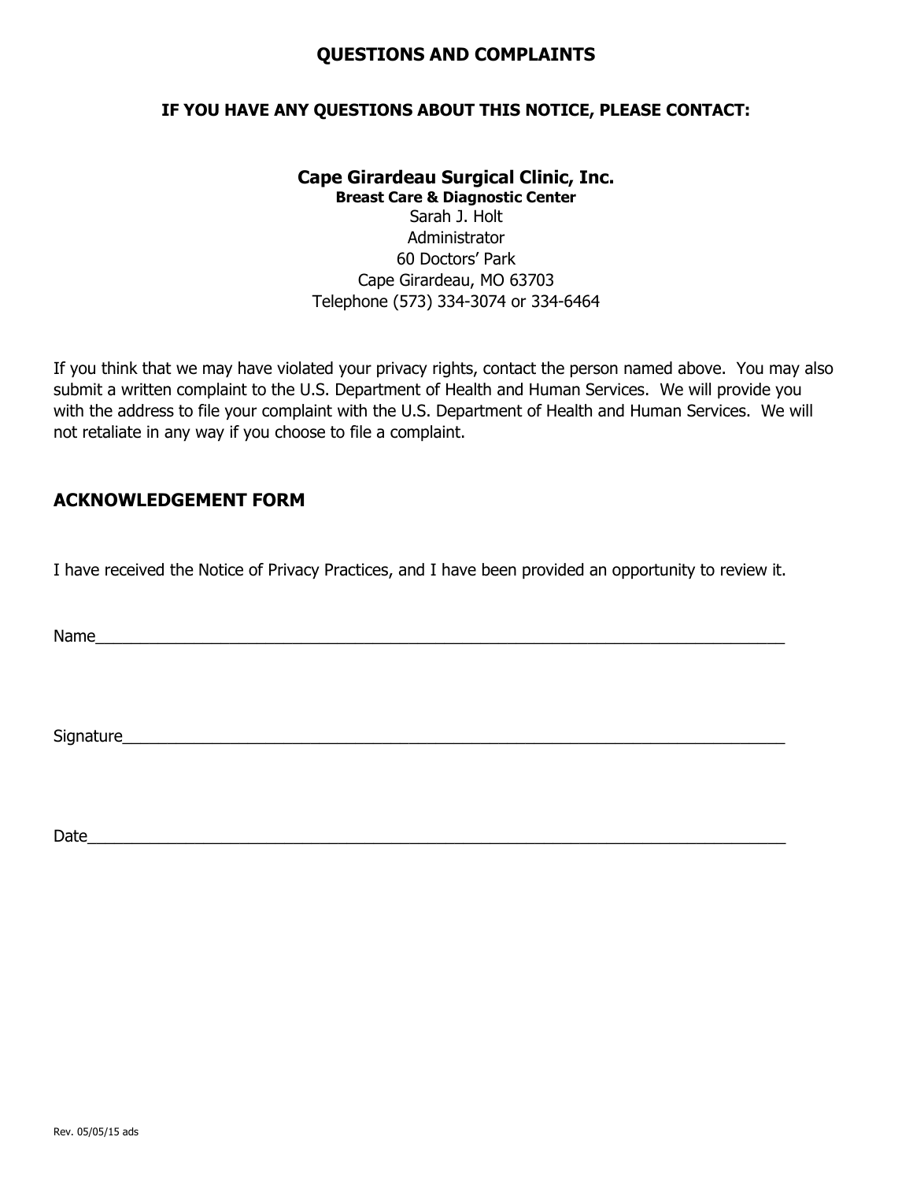## QUESTIONS AND COMPLAINTS

**IF YOU HAVE ANY QUESTIONS ABOUT THIS NOTICE, PLEASE CONTACT:**

**Cape Girardeau Surgical Clinic, Inc.**
**Breast Care & Diagnostic Center**
Sarah J. Holt
Administrator
60 Doctors' Park
Cape Girardeau, MO 63703
Telephone (573) 334-3074 or 334-6464

If you think that we may have violated your privacy rights, contact the person named above. You may also submit a written complaint to the U.S. Department of Health and Human Services. We will provide you with the address to file your complaint with the U.S. Department of Health and Human Services. We will not retaliate in any way if you choose to file a complaint.

## ACKNOWLEDGEMENT FORM

I have received the Notice of Privacy Practices, and I have been provided an opportunity to review it.

Name_______________________________________________________________________________

Signature___________________________________________________________________________

Date________________________________________________________________________________

Rev. 05/05/15 ads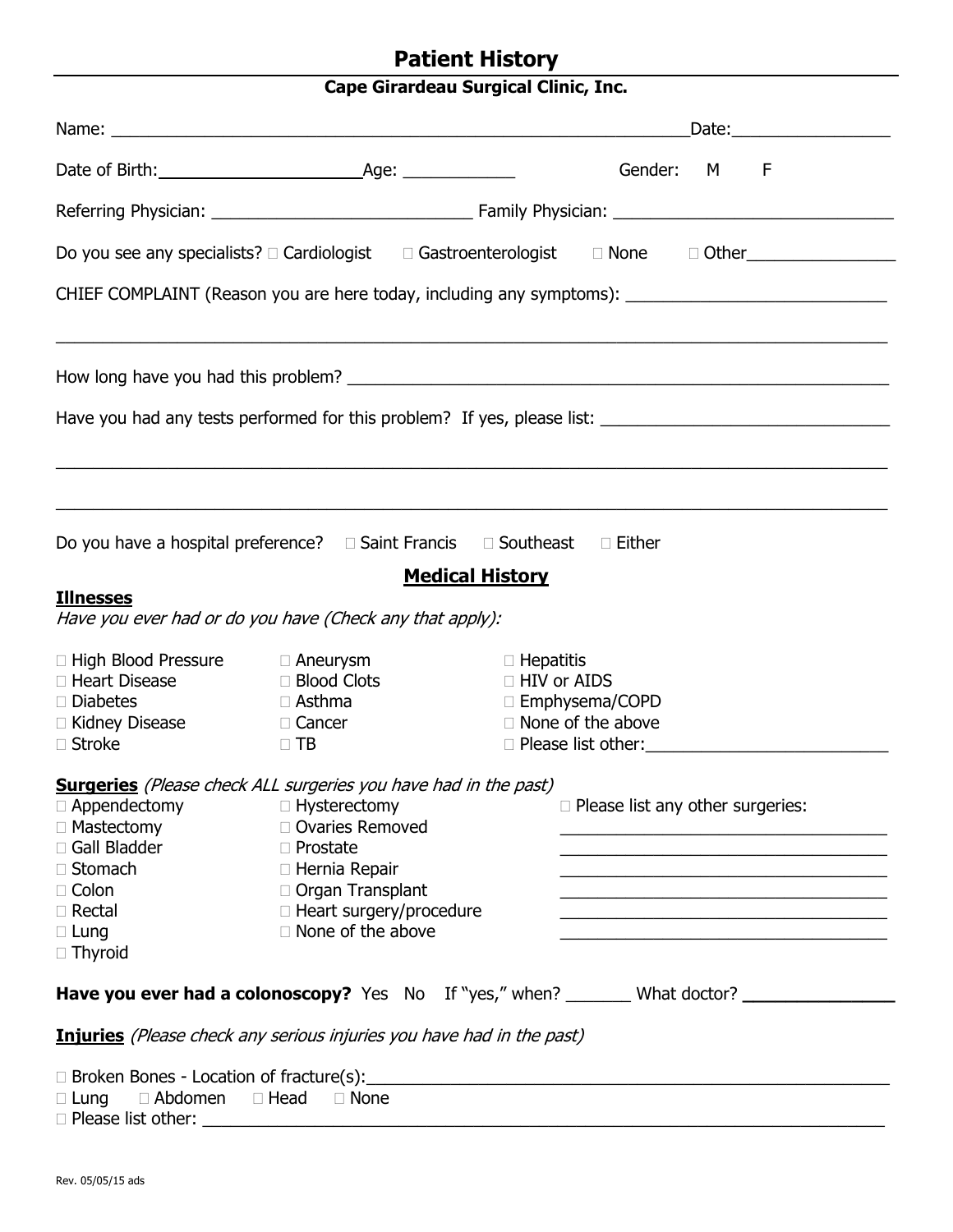# Patient History

## Cape Girardeau Surgical Clinic, Inc.

Name: ____________________________________________________________ Date: ________________

Date of Birth: ____________________ Age: ____________ Gender: M F

Referring Physician: ___________________________ Family Physician: _____________________________

Do you see any specialists? ☐ Cardiologist ☐ Gastroenterologist ☐ None ☐ Other________________

CHIEF COMPLAINT (Reason you are here today, including any symptoms): ___________________________

_____________________________________________________________________________________

How long have you had this problem? _____________________________________________________

Have you had any tests performed for this problem? If yes, please list: ______________________________

_____________________________________________________________________________________

_____________________________________________________________________________________

Do you have a hospital preference? ☐ Saint Francis ☐ Southeast ☐ Either

## Medical History

### Illnesses

*Have you ever had or do you have (Check any that apply):*

☐ High Blood Pressure
☐ Heart Disease
☐ Diabetes
☐ Kidney Disease
☐ Stroke
☐ Aneurysm
☐ Blood Clots
☐ Asthma
☐ Cancer
☐ TB
☐ Hepatitis
☐ HIV or AIDS
☐ Emphysema/COPD
☐ None of the above
☐ Please list other: _________________________

### Surgeries *(Please check ALL surgeries you have had in the past)*

☐ Appendectomy
☐ Mastectomy
☐ Gall Bladder
☐ Stomach
☐ Colon
☐ Rectal
☐ Lung
☐ Thyroid
☐ Hysterectomy
☐ Ovaries Removed
☐ Prostate
☐ Hernia Repair
☐ Organ Transplant
☐ Heart surgery/procedure
☐ None of the above
☐ Please list any other surgeries:

___________________________________

___________________________________

___________________________________

___________________________________

___________________________________

___________________________________

**Have you ever had a colonoscopy?** Yes No If "yes," when? _______ What doctor? _______________

### Injuries *(Please check any serious injuries you have had in the past)*

☐ Broken Bones - Location of fracture(s): ______________________________________________________
☐ Lung ☐ Abdomen ☐ Head ☐ None
☐ Please list other: _________________________________________________________________________

Rev. 05/05/15 ads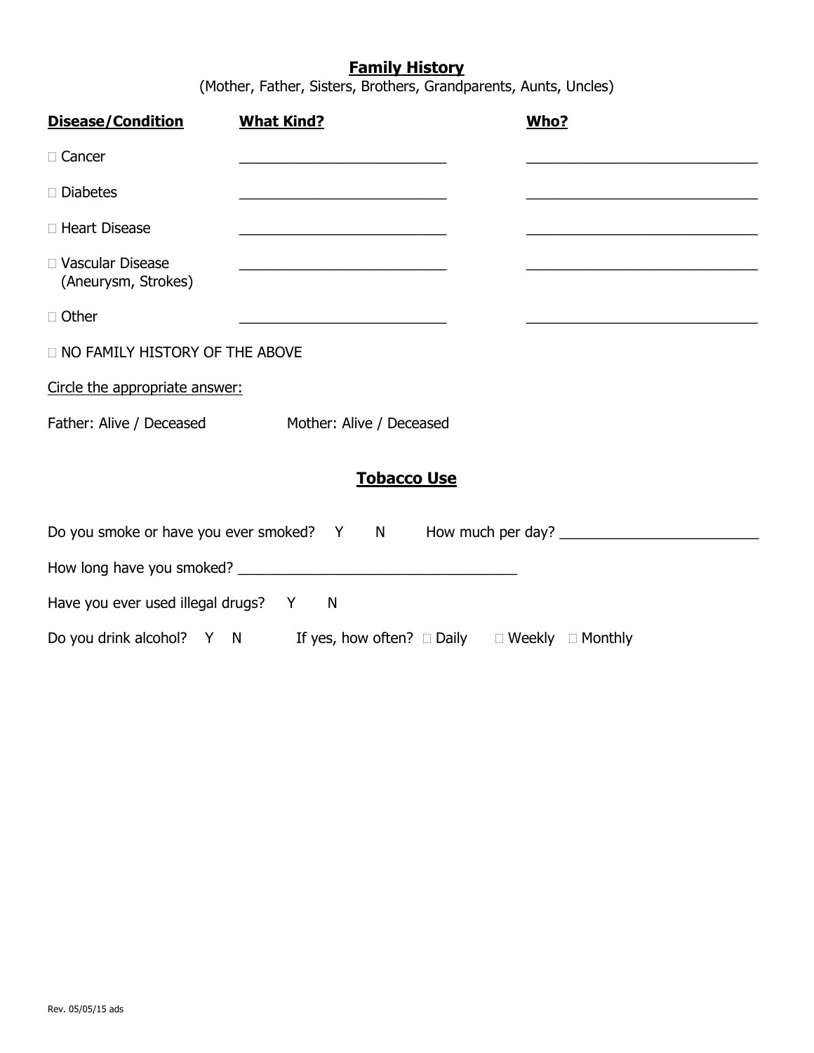## Family History

(Mother, Father, Sisters, Brothers, Grandparents, Aunts, Uncles)

| Disease/Condition | What Kind? | Who? |
|---|---|---|
| ☐ Cancer | ___________________________ | ______________________________ |
| ☐ Diabetes | ___________________________ | ______________________________ |
| ☐ Heart Disease | ___________________________ | ______________________________ |
| ☐ Vascular Disease (Aneurysm, Strokes) | ___________________________ | ______________________________ |
| ☐ Other | ___________________________ | ______________________________ |

☐ NO FAMILY HISTORY OF THE ABOVE

Circle the appropriate answer:

Father: Alive / Deceased  Mother: Alive / Deceased

## Tobacco Use

Do you smoke or have you ever smoked? Y N  How much per day? _________________________

How long have you smoked? ____________________________________

Have you ever used illegal drugs? Y N

Do you drink alcohol? Y N  If yes, how often? ☐ Daily ☐ Weekly ☐ Monthly

Rev. 05/05/15 ads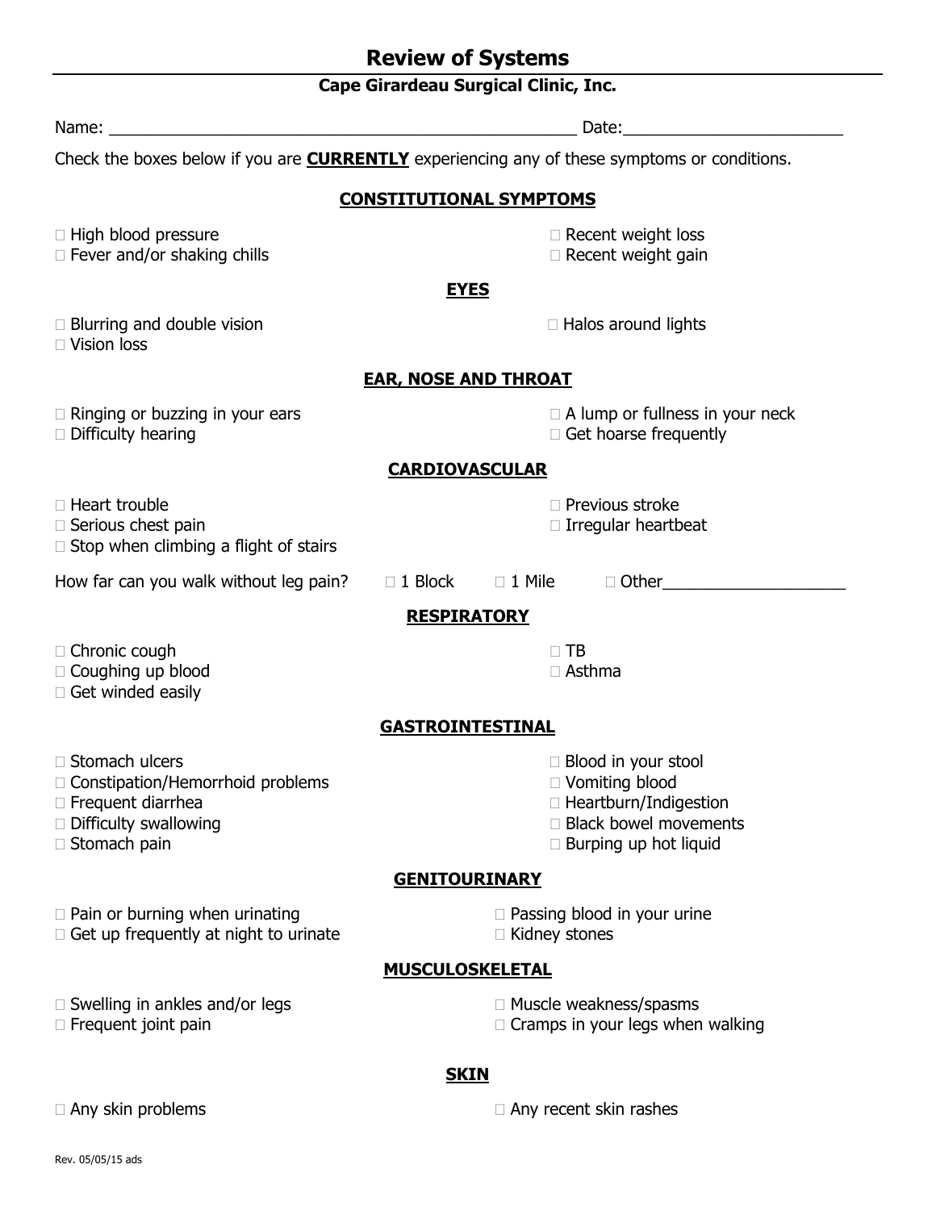# Review of Systems

## Cape Girardeau Surgical Clinic, Inc.

Name: ____________________________________________________ Date:________________________

Check the boxes below if you are **CURRENTLY** experiencing any of these symptoms or conditions.

### CONSTITUTIONAL SYMPTOMS

- ☐ High blood pressure
- ☐ Fever and/or shaking chills
- ☐ Recent weight loss
- ☐ Recent weight gain

### EYES

- ☐ Blurring and double vision
- ☐ Vision loss
- ☐ Halos around lights

### EAR, NOSE AND THROAT

- ☐ Ringing or buzzing in your ears
- ☐ Difficulty hearing
- ☐ A lump or fullness in your neck
- ☐ Get hoarse frequently

### CARDIOVASCULAR

- ☐ Heart trouble
- ☐ Serious chest pain
- ☐ Stop when climbing a flight of stairs
- ☐ Previous stroke
- ☐ Irregular heartbeat

How far can you walk without leg pain? ☐ 1 Block ☐ 1 Mile ☐ Other___________________

### RESPIRATORY

- ☐ Chronic cough
- ☐ Coughing up blood
- ☐ Get winded easily
- ☐ TB
- ☐ Asthma

### GASTROINTESTINAL

- ☐ Stomach ulcers
- ☐ Constipation/Hemorrhoid problems
- ☐ Frequent diarrhea
- ☐ Difficulty swallowing
- ☐ Stomach pain
- ☐ Blood in your stool
- ☐ Vomiting blood
- ☐ Heartburn/Indigestion
- ☐ Black bowel movements
- ☐ Burping up hot liquid

### GENITOURINARY

- ☐ Pain or burning when urinating
- ☐ Get up frequently at night to urinate
- ☐ Passing blood in your urine
- ☐ Kidney stones

### MUSCULOSKELETAL

- ☐ Swelling in ankles and/or legs
- ☐ Frequent joint pain
- ☐ Muscle weakness/spasms
- ☐ Cramps in your legs when walking

### SKIN

- ☐ Any skin problems
- ☐ Any recent skin rashes

Rev. 05/05/15 ads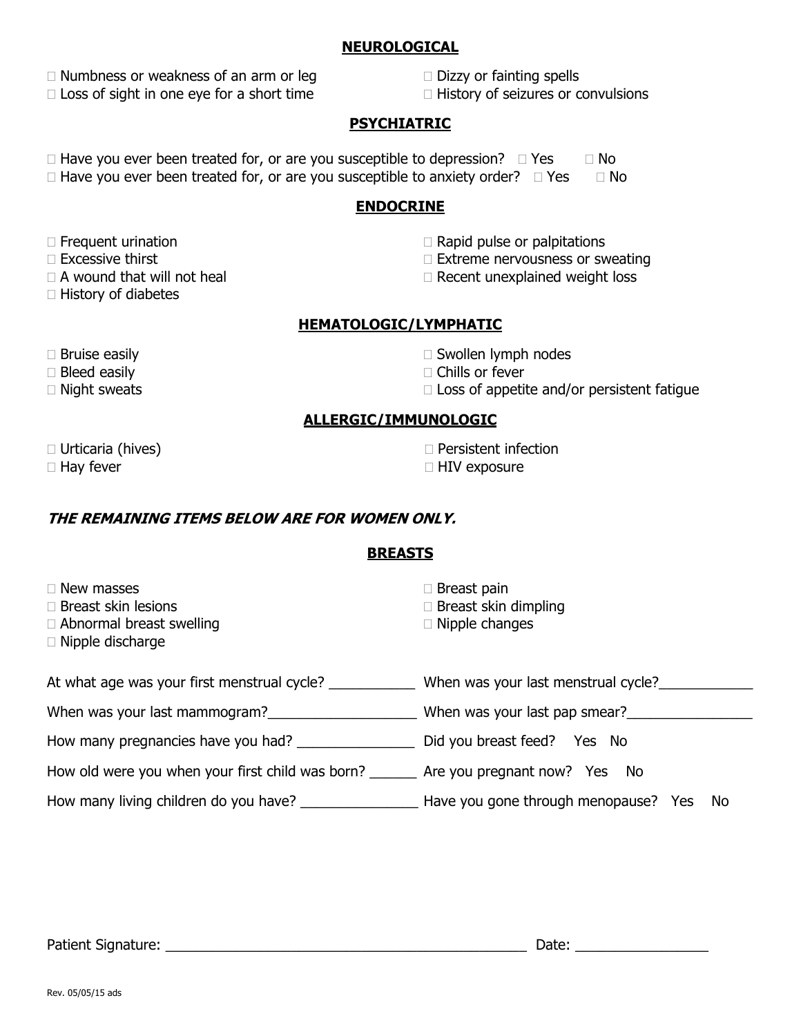## NEUROLOGICAL

- ☐ Numbness or weakness of an arm or leg
- ☐ Loss of sight in one eye for a short time
- ☐ Dizzy or fainting spells
- ☐ History of seizures or convulsions

## PSYCHIATRIC

- ☐ Have you ever been treated for, or are you susceptible to depression? ☐ Yes ☐ No
- ☐ Have you ever been treated for, or are you susceptible to anxiety order? ☐ Yes ☐ No

## ENDOCRINE

- ☐ Frequent urination
- ☐ Excessive thirst
- ☐ A wound that will not heal
- ☐ History of diabetes
- ☐ Rapid pulse or palpitations
- ☐ Extreme nervousness or sweating
- ☐ Recent unexplained weight loss

## HEMATOLOGIC/LYMPHATIC

- ☐ Bruise easily
- ☐ Bleed easily
- ☐ Night sweats
- ☐ Swollen lymph nodes
- ☐ Chills or fever
- ☐ Loss of appetite and/or persistent fatigue

## ALLERGIC/IMMUNOLOGIC

- ☐ Urticaria (hives)
- ☐ Hay fever
- ☐ Persistent infection
- ☐ HIV exposure

### *THE REMAINING ITEMS BELOW ARE FOR WOMEN ONLY.*

## BREASTS

- ☐ New masses
- ☐ Breast skin lesions
- ☐ Abnormal breast swelling
- ☐ Nipple discharge
- ☐ Breast pain
- ☐ Breast skin dimpling
- ☐ Nipple changes

At what age was your first menstrual cycle? ___________ When was your last menstrual cycle?____________

When was your last mammogram?___________________ When was your last pap smear?________________

How many pregnancies have you had? _______________ Did you breast feed? Yes No

How old were you when your first child was born? ______ Are you pregnant now? Yes No

How many living children do you have? _______________ Have you gone through menopause? Yes No

Patient Signature: ________________________________________________ Date: _________________

Rev. 05/05/15 ads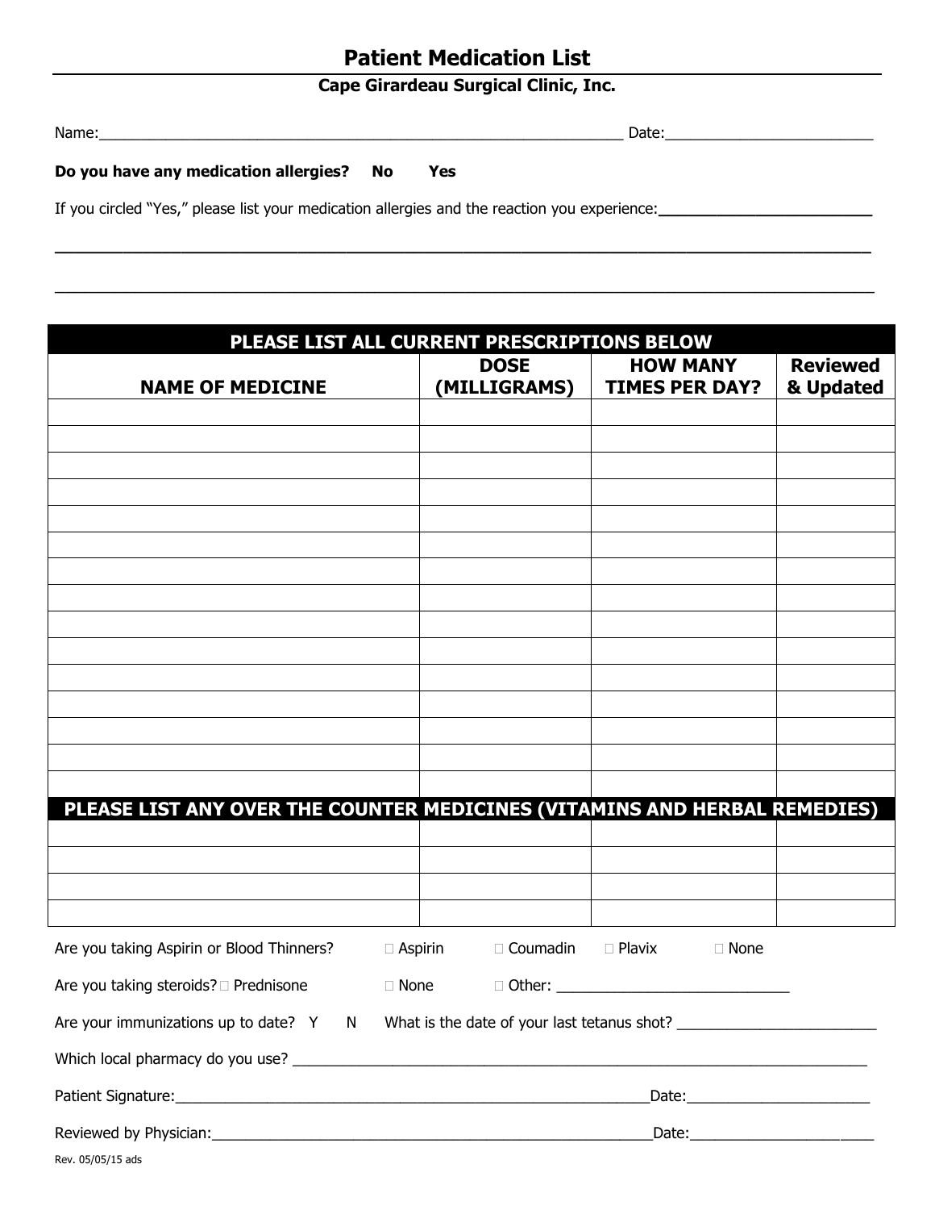# Patient Medication List

## Cape Girardeau Surgical Clinic, Inc.

Name:\_\_\_\_\_\_\_\_\_\_\_\_\_\_\_\_\_\_\_\_\_\_\_\_\_\_\_\_\_\_\_\_\_\_\_\_\_\_\_\_\_\_\_\_\_\_\_\_\_\_\_\_\_\_\_\_\_\_\_\_\_\_\_\_ Date:\_\_\_\_\_\_\_\_\_\_\_\_\_\_\_\_\_\_\_\_\_\_\_\_\_\_

**Do you have any medication allergies? No Yes**

If you circled "Yes," please list your medication allergies and the reaction you experience:\_\_\_\_\_\_\_\_\_\_\_\_\_\_\_\_\_\_\_\_\_\_\_\_\_\_

\_\_\_\_\_\_\_\_\_\_\_\_\_\_\_\_\_\_\_\_\_\_\_\_\_\_\_\_\_\_\_\_\_\_\_\_\_\_\_\_\_\_\_\_\_\_\_\_\_\_\_\_\_\_\_\_\_\_\_\_\_\_\_\_\_\_\_\_\_\_\_\_\_\_\_\_\_\_\_\_\_\_\_\_\_\_\_\_\_\_\_\_\_\_\_\_\_\_\_\_

\_\_\_\_\_\_\_\_\_\_\_\_\_\_\_\_\_\_\_\_\_\_\_\_\_\_\_\_\_\_\_\_\_\_\_\_\_\_\_\_\_\_\_\_\_\_\_\_\_\_\_\_\_\_\_\_\_\_\_\_\_\_\_\_\_\_\_\_\_\_\_\_\_\_\_\_\_\_\_\_\_\_\_\_\_\_\_\_\_\_\_\_\_\_\_\_\_\_\_\_

| PLEASE LIST ALL CURRENT PRESCRIPTIONS BELOW | | | |
|---|---|---|---|
| **NAME OF MEDICINE** | **DOSE (MILLIGRAMS)** | **HOW MANY TIMES PER DAY?** | **Reviewed & Updated** |
| | | | |
| | | | |
| | | | |
| | | | |
| | | | |
| | | | |
| | | | |
| | | | |
| | | | |
| | | | |
| | | | |
| | | | |
| | | | |
| | | | |
| | | | |
| **PLEASE LIST ANY OVER THE COUNTER MEDICINES (VITAMINS AND HERBAL REMEDIES)** | | | |
| | | | |
| | | | |
| | | | |
| | | | |

Are you taking Aspirin or Blood Thinners? ☐ Aspirin ☐ Coumadin ☐ Plavix ☐ None

Are you taking steroids? ☐ Prednisone ☐ None ☐ Other: \_\_\_\_\_\_\_\_\_\_\_\_\_\_\_\_\_\_\_\_\_\_\_\_\_\_\_\_\_\_

Are your immunizations up to date? Y N What is the date of your last tetanus shot? \_\_\_\_\_\_\_\_\_\_\_\_\_\_\_\_\_\_\_\_\_\_\_\_\_\_

Which local pharmacy do you use? \_\_\_\_\_\_\_\_\_\_\_\_\_\_\_\_\_\_\_\_\_\_\_\_\_\_\_\_\_\_\_\_\_\_\_\_\_\_\_\_\_\_\_\_\_\_\_\_\_\_\_\_\_\_\_\_\_\_\_\_\_\_\_\_\_\_\_\_\_\_\_\_\_\_\_\_\_

Patient Signature:\_\_\_\_\_\_\_\_\_\_\_\_\_\_\_\_\_\_\_\_\_\_\_\_\_\_\_\_\_\_\_\_\_\_\_\_\_\_\_\_\_\_\_\_\_\_\_\_\_\_\_\_\_\_\_\_\_\_\_\_\_Date:\_\_\_\_\_\_\_\_\_\_\_\_\_\_\_\_\_\_\_\_\_\_\_\_

Reviewed by Physician:\_\_\_\_\_\_\_\_\_\_\_\_\_\_\_\_\_\_\_\_\_\_\_\_\_\_\_\_\_\_\_\_\_\_\_\_\_\_\_\_\_\_\_\_\_\_\_\_\_\_\_\_\_\_\_\_\_\_Date:\_\_\_\_\_\_\_\_\_\_\_\_\_\_\_\_\_\_\_\_\_\_\_\_

Rev. 05/05/15 ads